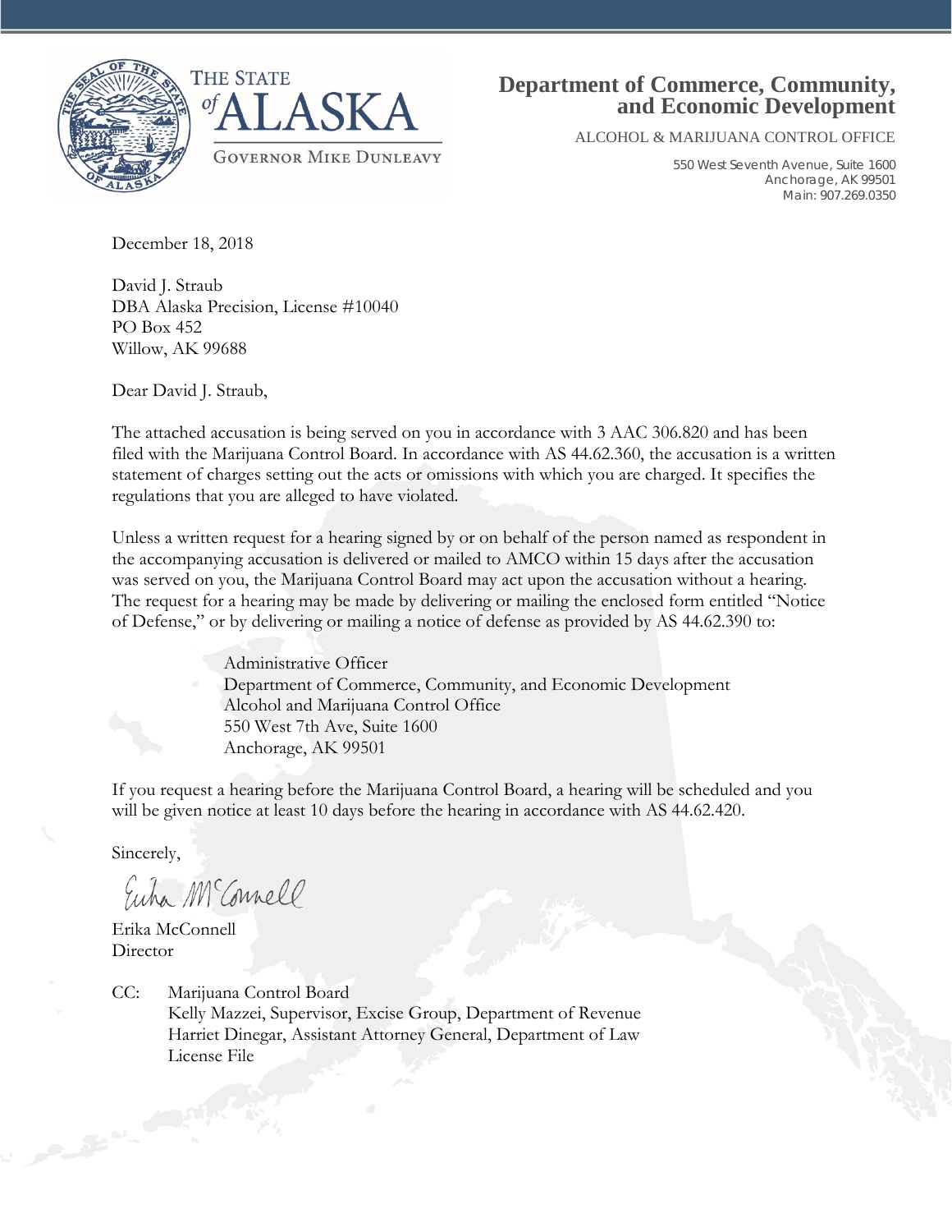THE STATE of ALASKA

GOVERNOR MIKE DUNLEAVY

**Department of Commerce, Community, and Economic Development**

ALCOHOL & MARIJUANA CONTROL OFFICE

550 West Seventh Avenue, Suite 1600
Anchorage, AK 99501
Main: 907.269.0350

December 18, 2018

David J. Straub
DBA Alaska Precision, License #10040
PO Box 452
Willow, AK 99688

Dear David J. Straub,

The attached accusation is being served on you in accordance with 3 AAC 306.820 and has been filed with the Marijuana Control Board. In accordance with AS 44.62.360, the accusation is a written statement of charges setting out the acts or omissions with which you are charged. It specifies the regulations that you are alleged to have violated.

Unless a written request for a hearing signed by or on behalf of the person named as respondent in the accompanying accusation is delivered or mailed to AMCO within 15 days after the accusation was served on you, the Marijuana Control Board may act upon the accusation without a hearing. The request for a hearing may be made by delivering or mailing the enclosed form entitled "Notice of Defense," or by delivering or mailing a notice of defense as provided by AS 44.62.390 to:

> Administrative Officer
> Department of Commerce, Community, and Economic Development
> Alcohol and Marijuana Control Office
> 550 West 7th Ave, Suite 1600
> Anchorage, AK 99501

If you request a hearing before the Marijuana Control Board, a hearing will be scheduled and you will be given notice at least 10 days before the hearing in accordance with AS 44.62.420.

Sincerely,

Erika McConnell
Director

CC: Marijuana Control Board
Kelly Mazzei, Supervisor, Excise Group, Department of Revenue
Harriet Dinegar, Assistant Attorney General, Department of Law
License File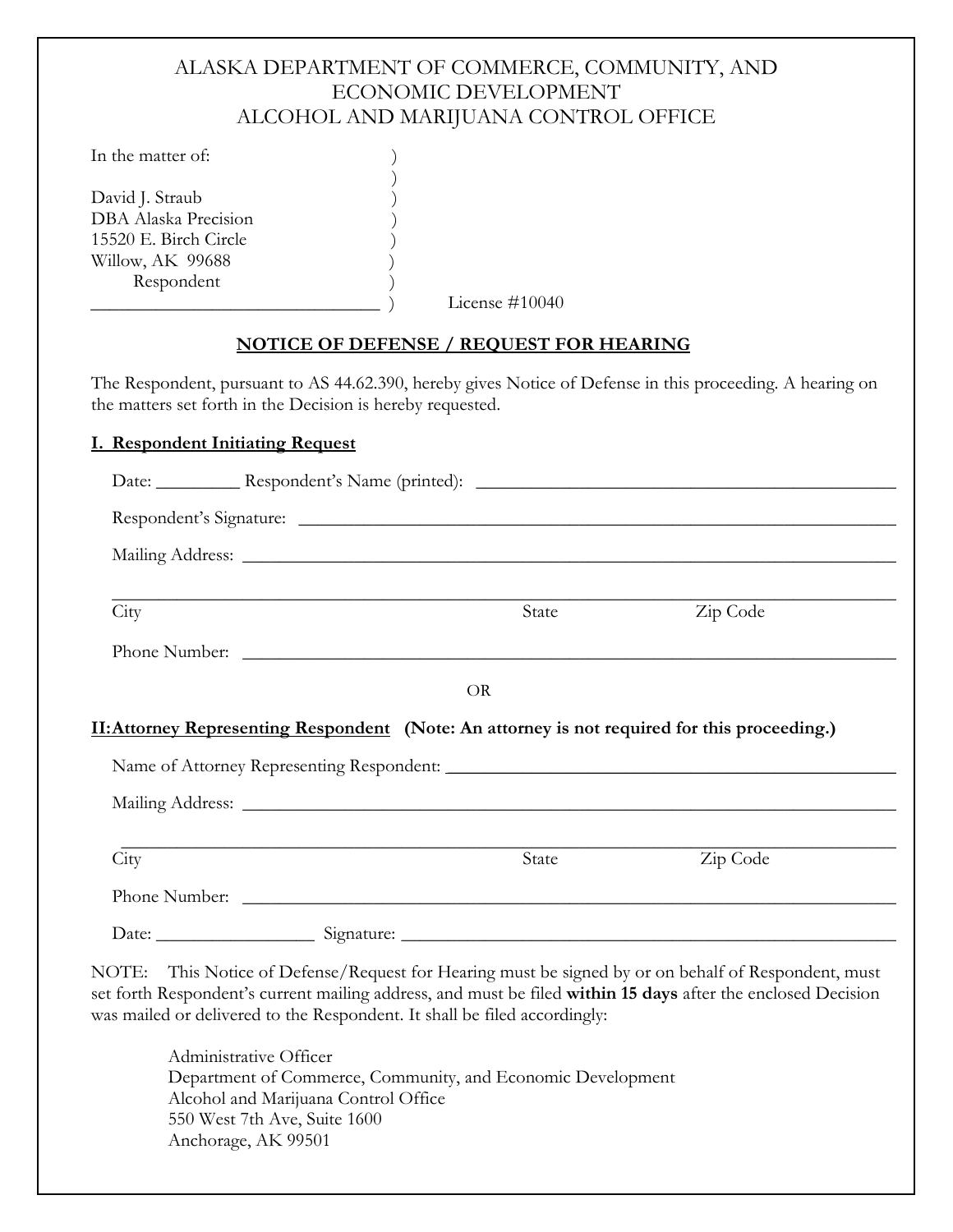# ALASKA DEPARTMENT OF COMMERCE, COMMUNITY, AND ECONOMIC DEVELOPMENT
# ALCOHOL AND MARIJUANA CONTROL OFFICE

In the matter of: )
)
David J. Straub )
DBA Alaska Precision )
15520 E. Birch Circle )
Willow, AK 99688 )
Respondent )
________________________________ ) License #10040

## NOTICE OF DEFENSE / REQUEST FOR HEARING

The Respondent, pursuant to AS 44.62.390, hereby gives Notice of Defense in this proceeding. A hearing on the matters set forth in the Decision is hereby requested.

**I. Respondent Initiating Request**

Date: _________ Respondent's Name (printed): ______________________________________________

Respondent's Signature: ______________________________________________________________

Mailing Address: ____________________________________________________________________

_________________________________________________________________________________
City State Zip Code

Phone Number: ______________________________________________________________________

OR

**II: Attorney Representing Respondent (Note: An attorney is not required for this proceeding.)**

Name of Attorney Representing Respondent: ___________________________________________

Mailing Address: ____________________________________________________________________

_________________________________________________________________________________
City State Zip Code

Phone Number: ______________________________________________________________________

Date: _________________ Signature: ________________________________________________

NOTE: This Notice of Defense/Request for Hearing must be signed by or on behalf of Respondent, must set forth Respondent's current mailing address, and must be filed **within 15 days** after the enclosed Decision was mailed or delivered to the Respondent. It shall be filed accordingly:

Administrative Officer
Department of Commerce, Community, and Economic Development
Alcohol and Marijuana Control Office
550 West 7th Ave, Suite 1600
Anchorage, AK 99501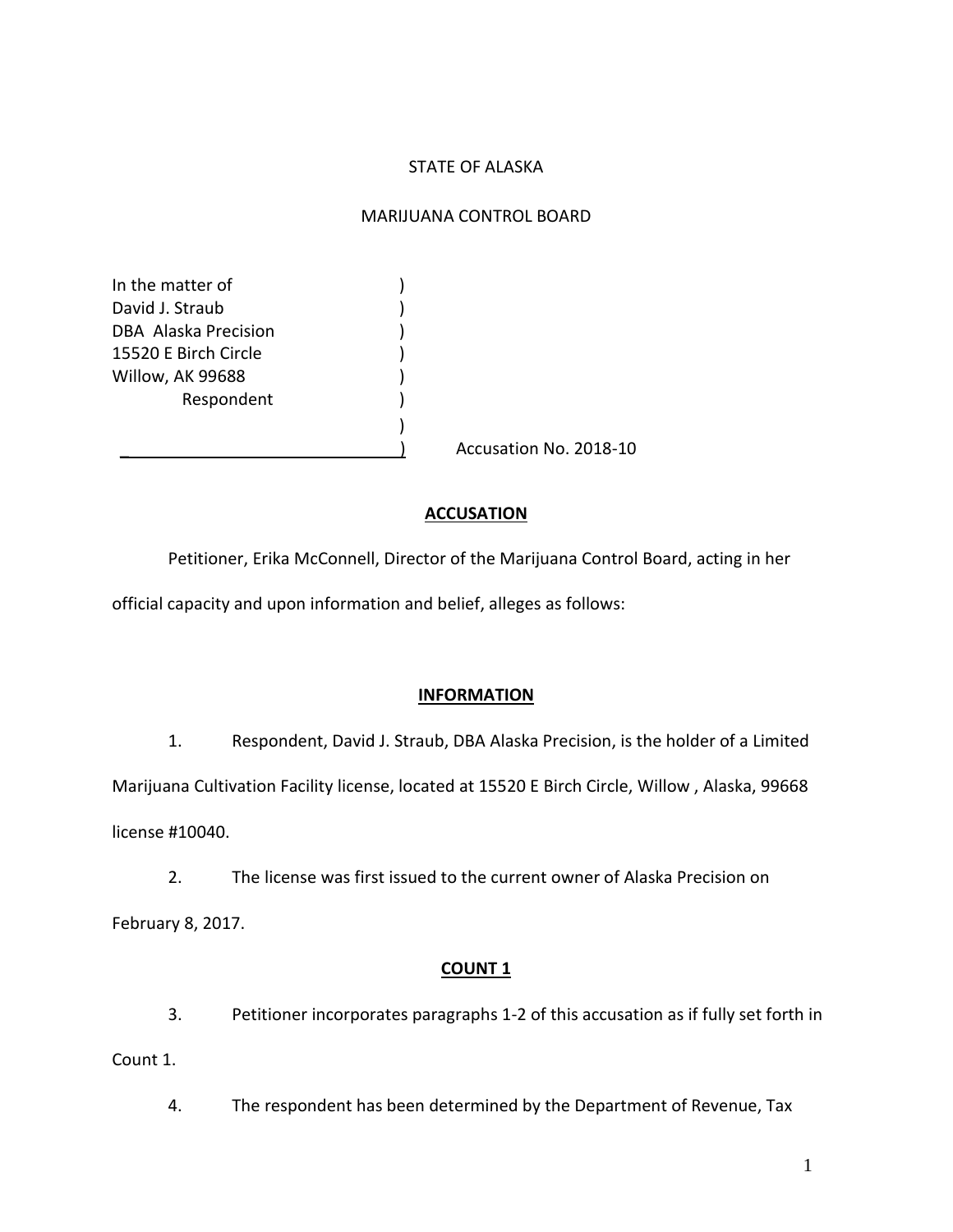STATE OF ALASKA

MARIJUANA CONTROL BOARD

| | | |
|---|---|---|
| In the matter of | ) | |
| David J. Straub | ) | |
| DBA Alaska Precision | ) | |
| 15520 E Birch Circle | ) | |
| Willow, AK 99688 | ) | |
| Respondent | ) | |
| | ) | |
| | ) | Accusation No. 2018-10 |

## ACCUSATION

Petitioner, Erika McConnell, Director of the Marijuana Control Board, acting in her official capacity and upon information and belief, alleges as follows:

### INFORMATION

1. Respondent, David J. Straub, DBA Alaska Precision, is the holder of a Limited Marijuana Cultivation Facility license, located at 15520 E Birch Circle, Willow , Alaska, 99668 license #10040.

2. The license was first issued to the current owner of Alaska Precision on February 8, 2017.

### COUNT 1

3. Petitioner incorporates paragraphs 1-2 of this accusation as if fully set forth in Count 1.

4. The respondent has been determined by the Department of Revenue, Tax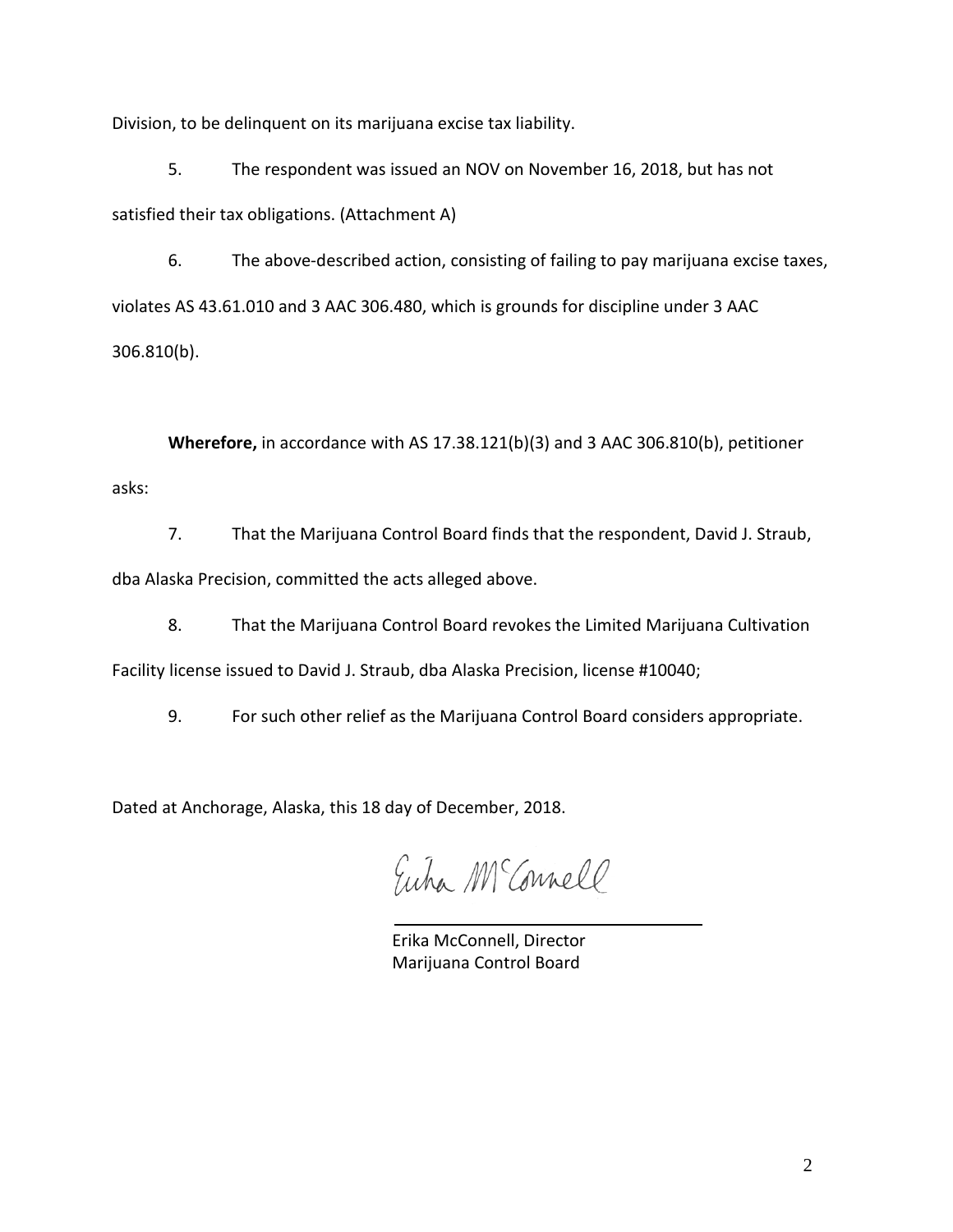Division, to be delinquent on its marijuana excise tax liability.

5. The respondent was issued an NOV on November 16, 2018, but has not satisfied their tax obligations. (Attachment A)

6. The above-described action, consisting of failing to pay marijuana excise taxes, violates AS 43.61.010 and 3 AAC 306.480, which is grounds for discipline under 3 AAC 306.810(b).

**Wherefore,** in accordance with AS 17.38.121(b)(3) and 3 AAC 306.810(b), petitioner asks:

7. That the Marijuana Control Board finds that the respondent, David J. Straub, dba Alaska Precision, committed the acts alleged above.

8. That the Marijuana Control Board revokes the Limited Marijuana Cultivation Facility license issued to David J. Straub, dba Alaska Precision, license #10040;

9. For such other relief as the Marijuana Control Board considers appropriate.

Dated at Anchorage, Alaska, this 18 day of December, 2018.

Erika McConnell

Erika McConnell, Director
Marijuana Control Board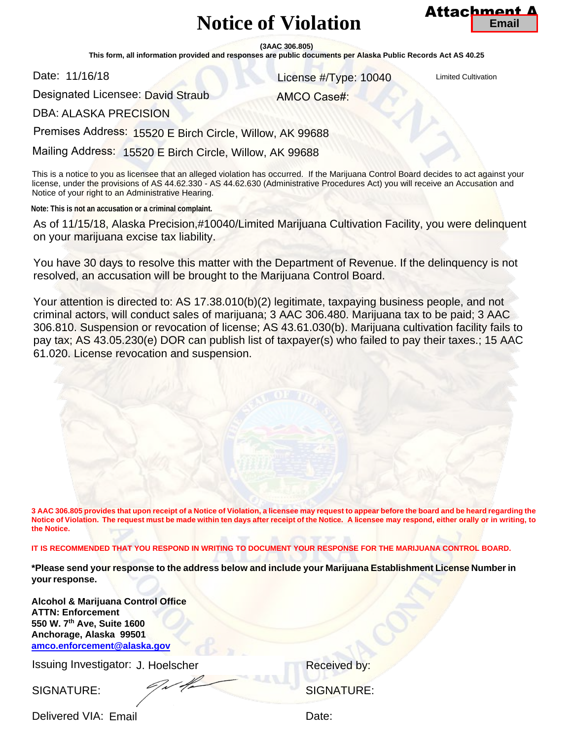**Attachment A**

**Email**

# Notice of Violation

**(3AAC 306.805)**

**This form, all information provided and responses are public documents per Alaska Public Records Act AS 40.25**

Date: 11/16/18

License #/Type: 10040 Limited Cultivation

Designated Licensee: David Straub

AMCO Case#:

DBA: ALASKA PRECISION

Premises Address: 15520 E Birch Circle, Willow, AK 99688

Mailing Address: 15520 E Birch Circle, Willow, AK 99688

This is a notice to you as licensee that an alleged violation has occurred. If the Marijuana Control Board decides to act against your license, under the provisions of AS 44.62.330 - AS 44.62.630 (Administrative Procedures Act) you will receive an Accusation and Notice of your right to an Administrative Hearing.

**Note: This is not an accusation or a criminal complaint.**

As of 11/15/18, Alaska Precision,#10040/Limited Marijuana Cultivation Facility, you were delinquent on your marijuana excise tax liability.

You have 30 days to resolve this matter with the Department of Revenue. If the delinquency is not resolved, an accusation will be brought to the Marijuana Control Board.

Your attention is directed to: AS 17.38.010(b)(2) legitimate, taxpaying business people, and not criminal actors, will conduct sales of marijuana; 3 AAC 306.480. Marijuana tax to be paid; 3 AAC 306.810. Suspension or revocation of license; AS 43.61.030(b). Marijuana cultivation facility fails to pay tax; AS 43.05.230(e) DOR can publish list of taxpayer(s) who failed to pay their taxes.; 15 AAC 61.020. License revocation and suspension.

**3 AAC 306.805 provides that upon receipt of a Notice of Violation, a licensee may request to appear before the board and be heard regarding the Notice of Violation. The request must be made within ten days after receipt of the Notice. A licensee may respond, either orally or in writing, to the Notice.**

**IT IS RECOMMENDED THAT YOU RESPOND IN WRITING TO DOCUMENT YOUR RESPONSE FOR THE MARIJUANA CONTROL BOARD.**

**\*Please send your response to the address below and include your Marijuana Establishment License Number in your response.**

**Alcohol & Marijuana Control Office**
**ATTN: Enforcement**
**550 W. 7th Ave, Suite 1600**
**Anchorage, Alaska 99501**
**amco.enforcement@alaska.gov**

Issuing Investigator: J. Hoelscher

Received by:

SIGNATURE:

SIGNATURE:

Delivered VIA: Email

Date: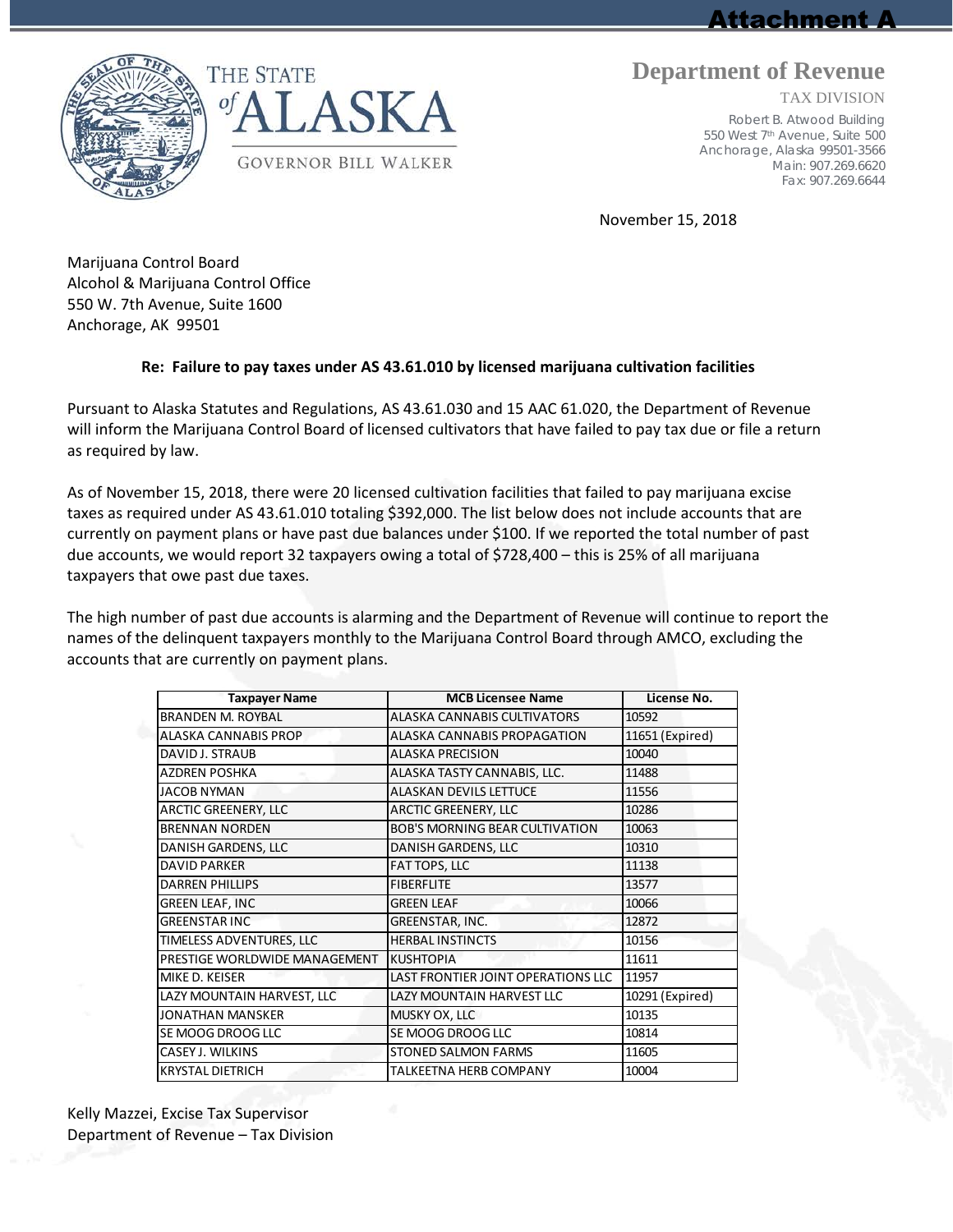Attachment A

THE STATE of ALASKA

GOVERNOR BILL WALKER

# Department of Revenue

TAX DIVISION

Robert B. Atwood Building
550 West 7th Avenue, Suite 500
Anchorage, Alaska 99501-3566
Main: 907.269.6620
Fax: 907.269.6644

November 15, 2018

Marijuana Control Board
Alcohol & Marijuana Control Office
550 W. 7th Avenue, Suite 1600
Anchorage, AK 99501

**Re: Failure to pay taxes under AS 43.61.010 by licensed marijuana cultivation facilities**

Pursuant to Alaska Statutes and Regulations, AS 43.61.030 and 15 AAC 61.020, the Department of Revenue will inform the Marijuana Control Board of licensed cultivators that have failed to pay tax due or file a return as required by law.

As of November 15, 2018, there were 20 licensed cultivation facilities that failed to pay marijuana excise taxes as required under AS 43.61.010 totaling $392,000. The list below does not include accounts that are currently on payment plans or have past due balances under $100. If we reported the total number of past due accounts, we would report 32 taxpayers owing a total of $728,400 – this is 25% of all marijuana taxpayers that owe past due taxes.

The high number of past due accounts is alarming and the Department of Revenue will continue to report the names of the delinquent taxpayers monthly to the Marijuana Control Board through AMCO, excluding the accounts that are currently on payment plans.

| Taxpayer Name | MCB Licensee Name | License No. |
|---|---|---|
| BRANDEN M. ROYBAL | ALASKA CANNABIS CULTIVATORS | 10592 |
| ALASKA CANNABIS PROP | ALASKA CANNABIS PROPAGATION | 11651 (Expired) |
| DAVID J. STRAUB | ALASKA PRECISION | 10040 |
| AZDREN POSHKA | ALASKA TASTY CANNABIS, LLC. | 11488 |
| JACOB NYMAN | ALASKAN DEVILS LETTUCE | 11556 |
| ARCTIC GREENERY, LLC | ARCTIC GREENERY, LLC | 10286 |
| BRENNAN NORDEN | BOB'S MORNING BEAR CULTIVATION | 10063 |
| DANISH GARDENS, LLC | DANISH GARDENS, LLC | 10310 |
| DAVID PARKER | FAT TOPS, LLC | 11138 |
| DARREN PHILLIPS | FIBERFLITE | 13577 |
| GREEN LEAF, INC | GREEN LEAF | 10066 |
| GREENSTAR INC | GREENSTAR, INC. | 12872 |
| TIMELESS ADVENTURES, LLC | HERBAL INSTINCTS | 10156 |
| PRESTIGE WORLDWIDE MANAGEMENT | KUSHTOPIA | 11611 |
| MIKE D. KEISER | LAST FRONTIER JOINT OPERATIONS LLC | 11957 |
| LAZY MOUNTAIN HARVEST, LLC | LAZY MOUNTAIN HARVEST LLC | 10291 (Expired) |
| JONATHAN MANSKER | MUSKY OX, LLC | 10135 |
| SE MOOG DROOG LLC | SE MOOG DROOG LLC | 10814 |
| CASEY J. WILKINS | STONED SALMON FARMS | 11605 |
| KRYSTAL DIETRICH | TALKEETNA HERB COMPANY | 10004 |

Kelly Mazzei, Excise Tax Supervisor
Department of Revenue – Tax Division